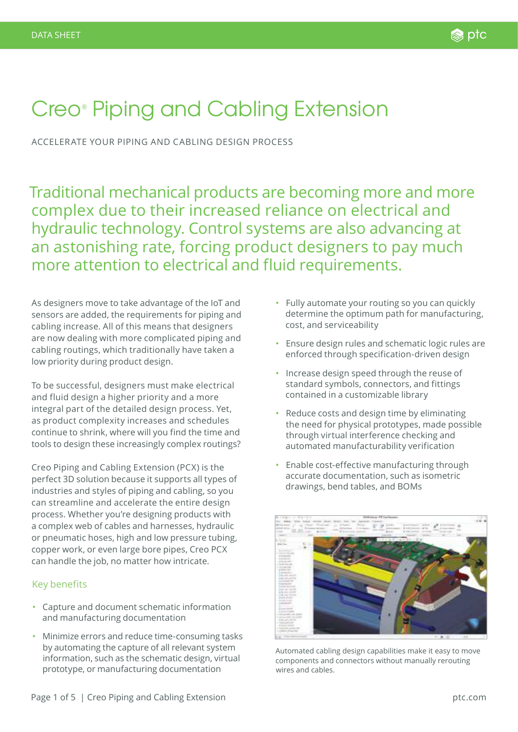DATA SHEET

# Creo® Piping and Cabling Extension

ACCELERATE YOUR PIPING AND CABLING DESIGN PROCESS

## Traditional mechanical products are becoming more and more complex due to their increased reliance on electrical and hydraulic technology. Control systems are also advancing at an astonishing rate, forcing product designers to pay much more attention to electrical and fluid requirements.

As designers move to take advantage of the IoT and sensors are added, the requirements for piping and cabling increase. All of this means that designers are now dealing with more complicated piping and cabling routings, which traditionally have taken a low priority during product design.

To be successful, designers must make electrical and fluid design a higher priority and a more integral part of the detailed design process. Yet, as product complexity increases and schedules continue to shrink, where will you find the time and tools to design these increasingly complex routings?

Creo Piping and Cabling Extension (PCX) is the perfect 3D solution because it supports all types of industries and styles of piping and cabling, so you can streamline and accelerate the entire design process. Whether you're designing products with a complex web of cables and harnesses, hydraulic or pneumatic hoses, high and low pressure tubing, copper work, or even large bore pipes, Creo PCX can handle the job, no matter how intricate.

### Key benefits

- Capture and document schematic information and manufacturing documentation
- Minimize errors and reduce time-consuming tasks by automating the capture of all relevant system information, such as the schematic design, virtual prototype, or manufacturing documentation
- Fully automate your routing so you can quickly determine the optimum path for manufacturing, cost, and serviceability
- Ensure design rules and schematic logic rules are enforced through specification-driven design
- Increase design speed through the reuse of standard symbols, connectors, and fittings contained in a customizable library
- Reduce costs and design time by eliminating the need for physical prototypes, made possible through virtual interference checking and automated manufacturability verification
- Enable cost-effective manufacturing through accurate documentation, such as isometric drawings, bend tables, and BOMs

Automated cabling design capabilities make it easy to move components and connectors without manually rerouting wires and cables.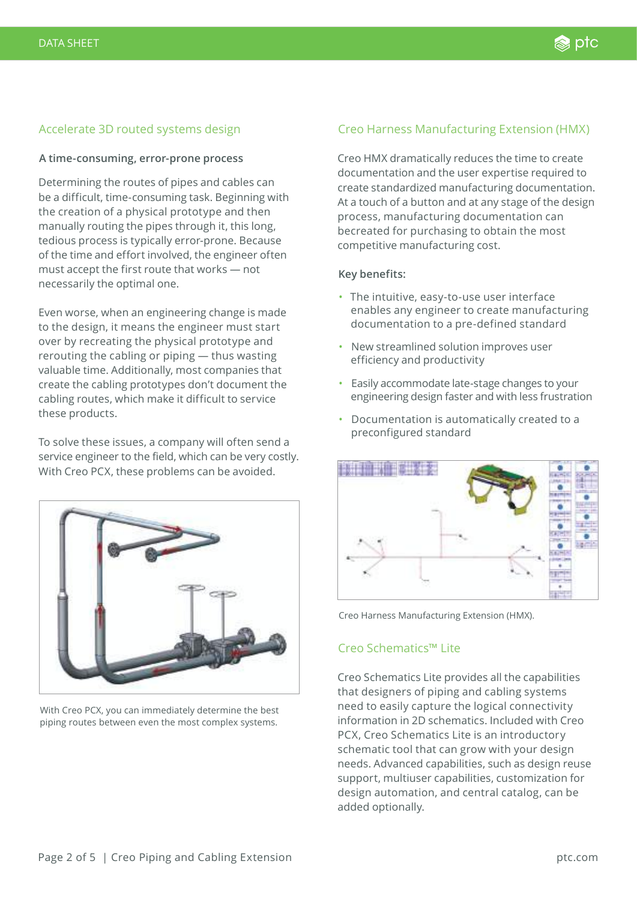## Accelerate 3D routed systems design

### A time-consuming, error-prone process

Determining the routes of pipes and cables can be a difficult, time-consuming task. Beginning with the creation of a physical prototype and then manually routing the pipes through it, this long, tedious process is typically error-prone. Because of the time and effort involved, the engineer often must accept the first route that works — not necessarily the optimal one.

Even worse, when an engineering change is made to the design, it means the engineer must start over by recreating the physical prototype and rerouting the cabling or piping — thus wasting valuable time. Additionally, most companies that create the cabling prototypes don't document the cabling routes, which make it difficult to service these products.

To solve these issues, a company will often send a service engineer to the field, which can be very costly. With Creo PCX, these problems can be avoided.

With Creo PCX, you can immediately determine the best piping routes between even the most complex systems.

## Creo Harness Manufacturing Extension (HMX)

Creo HMX dramatically reduces the time to create documentation and the user expertise required to create standardized manufacturing documentation. At a touch of a button and at any stage of the design process, manufacturing documentation can becreated for purchasing to obtain the most competitive manufacturing cost.

### Key benefits:

- The intuitive, easy-to-use user interface enables any engineer to create manufacturing documentation to a pre-defined standard
- New streamlined solution improves user efficiency and productivity
- Easily accommodate late-stage changes to your engineering design faster and with less frustration
- Documentation is automatically created to a preconfigured standard

Creo Harness Manufacturing Extension (HMX).

## Creo Schematics™ Lite

Creo Schematics Lite provides all the capabilities that designers of piping and cabling systems need to easily capture the logical connectivity information in 2D schematics. Included with Creo PCX, Creo Schematics Lite is an introductory schematic tool that can grow with your design needs. Advanced capabilities, such as design reuse support, multiuser capabilities, customization for design automation, and central catalog, can be added optionally.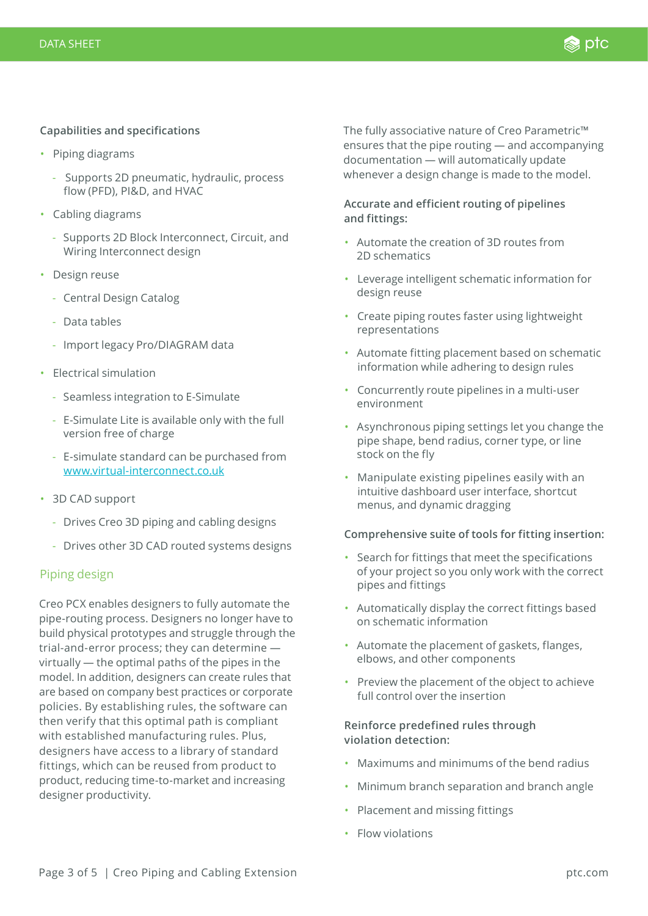**Capabilities and specifications**

- Piping diagrams
  - Supports 2D pneumatic, hydraulic, process flow (PFD), PI&D, and HVAC
- Cabling diagrams
  - Supports 2D Block Interconnect, Circuit, and Wiring Interconnect design
- Design reuse
  - Central Design Catalog
  - Data tables
  - Import legacy Pro/DIAGRAM data
- Electrical simulation
  - Seamless integration to E-Simulate
  - E-Simulate Lite is available only with the full version free of charge
  - E-simulate standard can be purchased from [www.virtual-interconnect.co.uk](http://www.virtual-interconnect.co.uk)
- 3D CAD support
  - Drives Creo 3D piping and cabling designs
  - Drives other 3D CAD routed systems designs

## Piping design

Creo PCX enables designers to fully automate the pipe-routing process. Designers no longer have to build physical prototypes and struggle through the trial-and-error process; they can determine — virtually — the optimal paths of the pipes in the model. In addition, designers can create rules that are based on company best practices or corporate policies. By establishing rules, the software can then verify that this optimal path is compliant with established manufacturing rules. Plus, designers have access to a library of standard fittings, which can be reused from product to product, reducing time-to-market and increasing designer productivity.

The fully associative nature of Creo Parametric™ ensures that the pipe routing — and accompanying documentation — will automatically update whenever a design change is made to the model.

**Accurate and efficient routing of pipelines and fittings:**

- Automate the creation of 3D routes from 2D schematics
- Leverage intelligent schematic information for design reuse
- Create piping routes faster using lightweight representations
- Automate fitting placement based on schematic information while adhering to design rules
- Concurrently route pipelines in a multi-user environment
- Asynchronous piping settings let you change the pipe shape, bend radius, corner type, or line stock on the fly
- Manipulate existing pipelines easily with an intuitive dashboard user interface, shortcut menus, and dynamic dragging

**Comprehensive suite of tools for fitting insertion:**

- Search for fittings that meet the specifications of your project so you only work with the correct pipes and fittings
- Automatically display the correct fittings based on schematic information
- Automate the placement of gaskets, flanges, elbows, and other components
- Preview the placement of the object to achieve full control over the insertion

**Reinforce predefined rules through violation detection:**

- Maximums and minimums of the bend radius
- Minimum branch separation and branch angle
- Placement and missing fittings
- Flow violations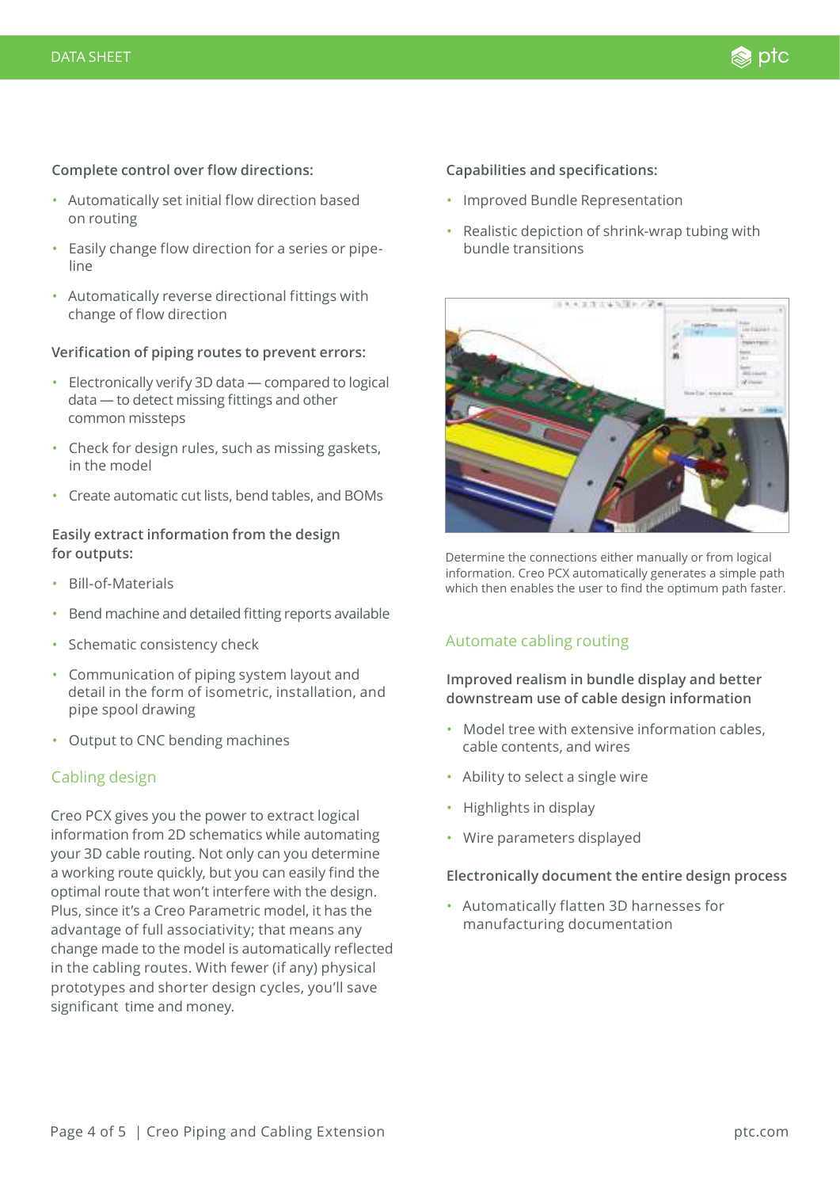**Complete control over flow directions:**

- Automatically set initial flow direction based on routing
- Easily change flow direction for a series or pipe-line
- Automatically reverse directional fittings with change of flow direction

**Verification of piping routes to prevent errors:**

- Electronically verify 3D data — compared to logical data — to detect missing fittings and other common missteps
- Check for design rules, such as missing gaskets, in the model
- Create automatic cut lists, bend tables, and BOMs

**Easily extract information from the design for outputs:**

- Bill-of-Materials
- Bend machine and detailed fitting reports available
- Schematic consistency check
- Communication of piping system layout and detail in the form of isometric, installation, and pipe spool drawing
- Output to CNC bending machines

## Cabling design

Creo PCX gives you the power to extract logical information from 2D schematics while automating your 3D cable routing. Not only can you determine a working route quickly, but you can easily find the optimal route that won't interfere with the design. Plus, since it's a Creo Parametric model, it has the advantage of full associativity; that means any change made to the model is automatically reflected in the cabling routes. With fewer (if any) physical prototypes and shorter design cycles, you'll save significant time and money.

**Capabilities and specifications:**

- Improved Bundle Representation
- Realistic depiction of shrink-wrap tubing with bundle transitions

Determine the connections either manually or from logical information. Creo PCX automatically generates a simple path which then enables the user to find the optimum path faster.

## Automate cabling routing

**Improved realism in bundle display and better downstream use of cable design information**

- Model tree with extensive information cables, cable contents, and wires
- Ability to select a single wire
- Highlights in display
- Wire parameters displayed

**Electronically document the entire design process**

- Automatically flatten 3D harnesses for manufacturing documentation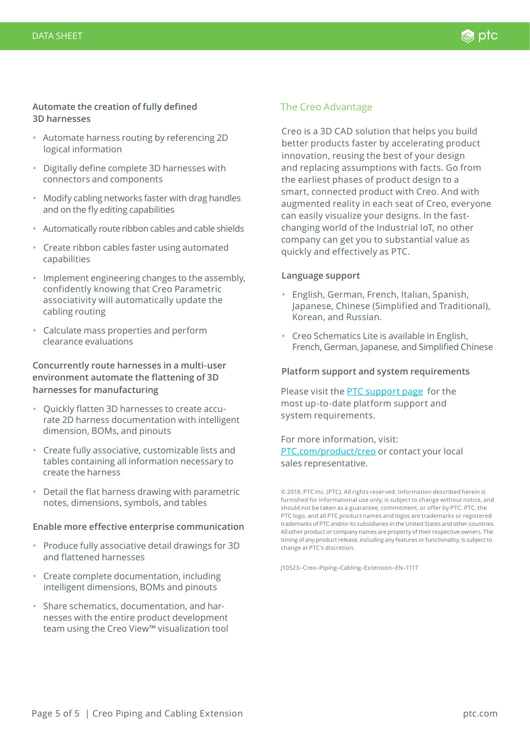### Automate the creation of fully defined 3D harnesses

- Automate harness routing by referencing 2D logical information
- Digitally define complete 3D harnesses with connectors and components
- Modify cabling networks faster with drag handles and on the fly editing capabilities
- Automatically route ribbon cables and cable shields
- Create ribbon cables faster using automated capabilities
- Implement engineering changes to the assembly, confidently knowing that Creo Parametric associativity will automatically update the cabling routing
- Calculate mass properties and perform clearance evaluations

### Concurrently route harnesses in a multi-user environment automate the flattening of 3D harnesses for manufacturing

- Quickly flatten 3D harnesses to create accurate 2D harness documentation with intelligent dimension, BOMs, and pinouts
- Create fully associative, customizable lists and tables containing all information necessary to create the harness
- Detail the flat harness drawing with parametric notes, dimensions, symbols, and tables

### Enable more effective enterprise communication

- Produce fully associative detail drawings for 3D and flattened harnesses
- Create complete documentation, including intelligent dimensions, BOMs and pinouts
- Share schematics, documentation, and harnesses with the entire product development team using the Creo View™ visualization tool

## The Creo Advantage

Creo is a 3D CAD solution that helps you build better products faster by accelerating product innovation, reusing the best of your design and replacing assumptions with facts. Go from the earliest phases of product design to a smart, connected product with Creo. And with augmented reality in each seat of Creo, everyone can easily visualize your designs. In the fast-changing world of the Industrial IoT, no other company can get you to substantial value as quickly and effectively as PTC.

### Language support

- English, German, French, Italian, Spanish, Japanese, Chinese (Simplified and Traditional), Korean, and Russian.
- Creo Schematics Lite is available in English, French, German, Japanese, and Simplified Chinese

### Platform support and system requirements

Please visit the [PTC support page] for the most up-to-date platform support and system requirements.

For more information, visit: [PTC.com/product/creo] or contact your local sales representative.

© 2018, PTC Inc. (PTC). All rights reserved. Information described herein is furnished for informational use only, is subject to change without notice, and should not be taken as a guarantee, commitment, or offer by PTC. PTC, the PTC logo, and all PTC product names and logos are trademarks or registered trademarks of PTC and/or its subsidiaries in the United States and other countries. All other product or company names are property of their respective owners. The timing of any product release, including any features or functionality, is subject to change at PTC's discretion.

J10523–Creo–Piping–Cabling–Extension–EN–1117